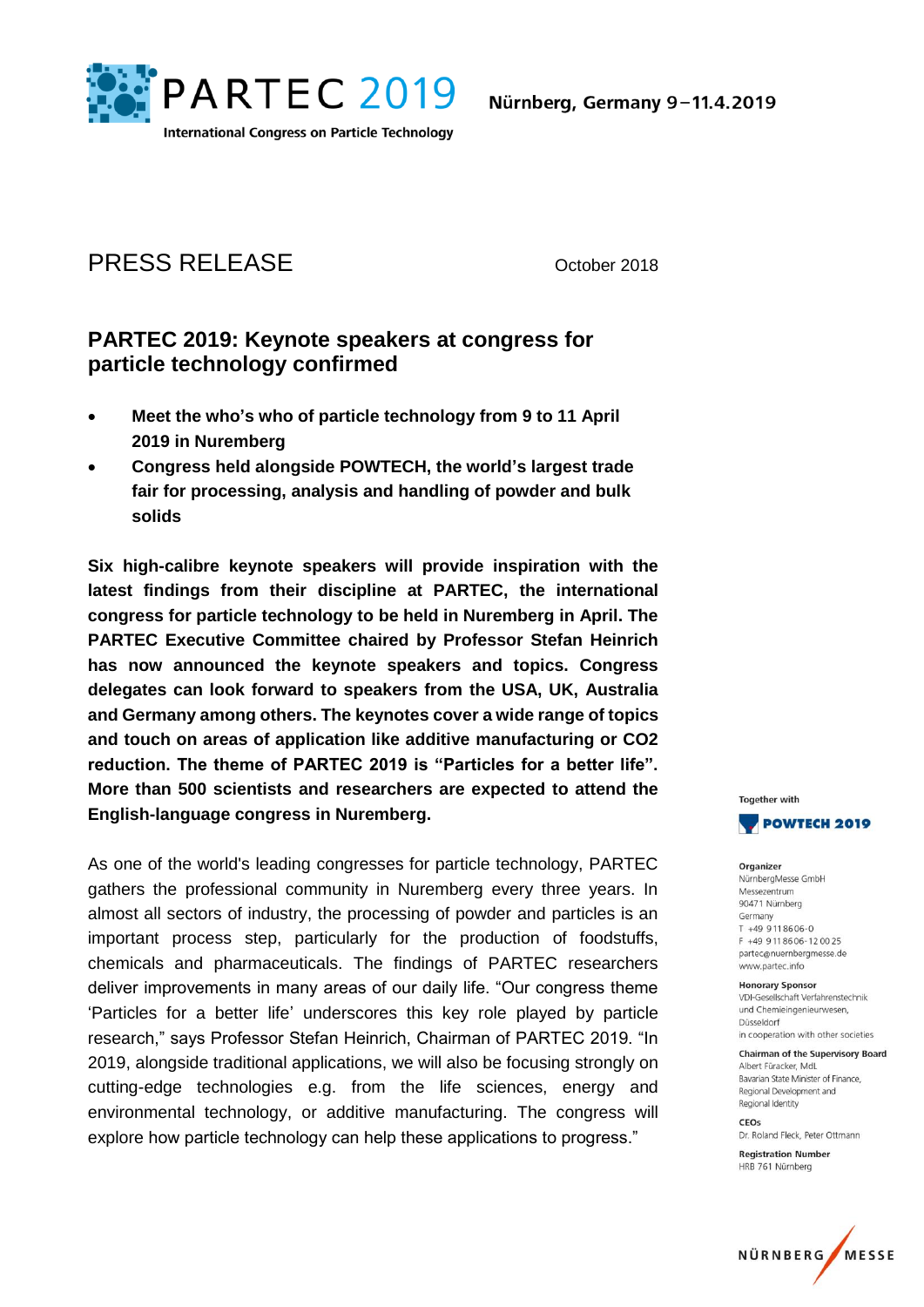PARTEC 2019

International Congress on Particle Technology

Nürnberg, Germany 9 – 11.4.2019

# PRESS RELEASE

October 2018

## PARTEC 2019: Keynote speakers at congress for particle technology confirmed

- **Meet the who's who of particle technology from 9 to 11 April 2019 in Nuremberg**
- **Congress held alongside POWTECH, the world's largest trade fair for processing, analysis and handling of powder and bulk solids**

**Six high-calibre keynote speakers will provide inspiration with the latest findings from their discipline at PARTEC, the international congress for particle technology to be held in Nuremberg in April. The PARTEC Executive Committee chaired by Professor Stefan Heinrich has now announced the keynote speakers and topics. Congress delegates can look forward to speakers from the USA, UK, Australia and Germany among others. The keynotes cover a wide range of topics and touch on areas of application like additive manufacturing or CO2 reduction. The theme of PARTEC 2019 is "Particles for a better life". More than 500 scientists and researchers are expected to attend the English-language congress in Nuremberg.**

As one of the world's leading congresses for particle technology, PARTEC gathers the professional community in Nuremberg every three years. In almost all sectors of industry, the processing of powder and particles is an important process step, particularly for the production of foodstuffs, chemicals and pharmaceuticals. The findings of PARTEC researchers deliver improvements in many areas of our daily life. "Our congress theme 'Particles for a better life' underscores this key role played by particle research," says Professor Stefan Heinrich, Chairman of PARTEC 2019. "In 2019, alongside traditional applications, we will also be focusing strongly on cutting-edge technologies e.g. from the life sciences, energy and environmental technology, or additive manufacturing. The congress will explore how particle technology can help these applications to progress."

Together with POWTECH 2019

**Organizer**
NürnbergMesse GmbH
Messezentrum
90471 Nürnberg
Germany
T +49 9 11 86 06-0
F +49 9 11 86 06-12 00 25
partec@nuernbergmesse.de
www.partec.info

**Honorary Sponsor**
VDI-Gesellschaft Verfahrenstechnik und Chemieingenieurwesen, Düsseldorf
in cooperation with other societies

**Chairman of the Supervisory Board**
Albert Füracker, MdL
Bavarian State Minister of Finance, Regional Development and Regional Identity

**CEOs**
Dr. Roland Fleck, Peter Ottmann

**Registration Number**
HRB 761 Nürnberg

NÜRNBERG MESSE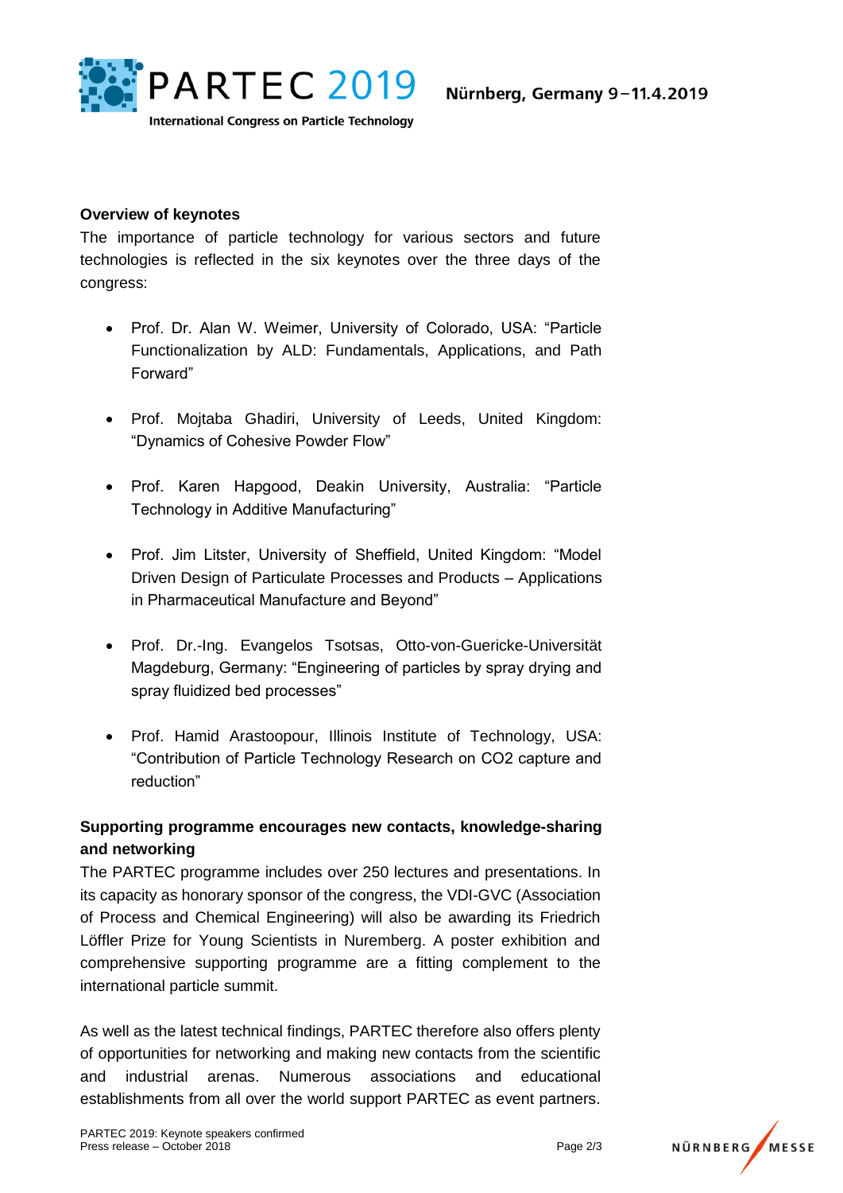**Overview of keynotes**

The importance of particle technology for various sectors and future technologies is reflected in the six keynotes over the three days of the congress:

- Prof. Dr. Alan W. Weimer, University of Colorado, USA: “Particle Functionalization by ALD: Fundamentals, Applications, and Path Forward”
- Prof. Mojtaba Ghadiri, University of Leeds, United Kingdom: “Dynamics of Cohesive Powder Flow”
- Prof. Karen Hapgood, Deakin University, Australia: “Particle Technology in Additive Manufacturing”
- Prof. Jim Litster, University of Sheffield, United Kingdom: “Model Driven Design of Particulate Processes and Products – Applications in Pharmaceutical Manufacture and Beyond”
- Prof. Dr.-Ing. Evangelos Tsotsas, Otto-von-Guericke-Universität Magdeburg, Germany: “Engineering of particles by spray drying and spray fluidized bed processes”
- Prof. Hamid Arastoopour, Illinois Institute of Technology, USA: “Contribution of Particle Technology Research on CO2 capture and reduction”

**Supporting programme encourages new contacts, knowledge-sharing and networking**

The PARTEC programme includes over 250 lectures and presentations. In its capacity as honorary sponsor of the congress, the VDI-GVC (Association of Process and Chemical Engineering) will also be awarding its Friedrich Löffler Prize for Young Scientists in Nuremberg. A poster exhibition and comprehensive supporting programme are a fitting complement to the international particle summit.

As well as the latest technical findings, PARTEC therefore also offers plenty of opportunities for networking and making new contacts from the scientific and industrial arenas. Numerous associations and educational establishments from all over the world support PARTEC as event partners.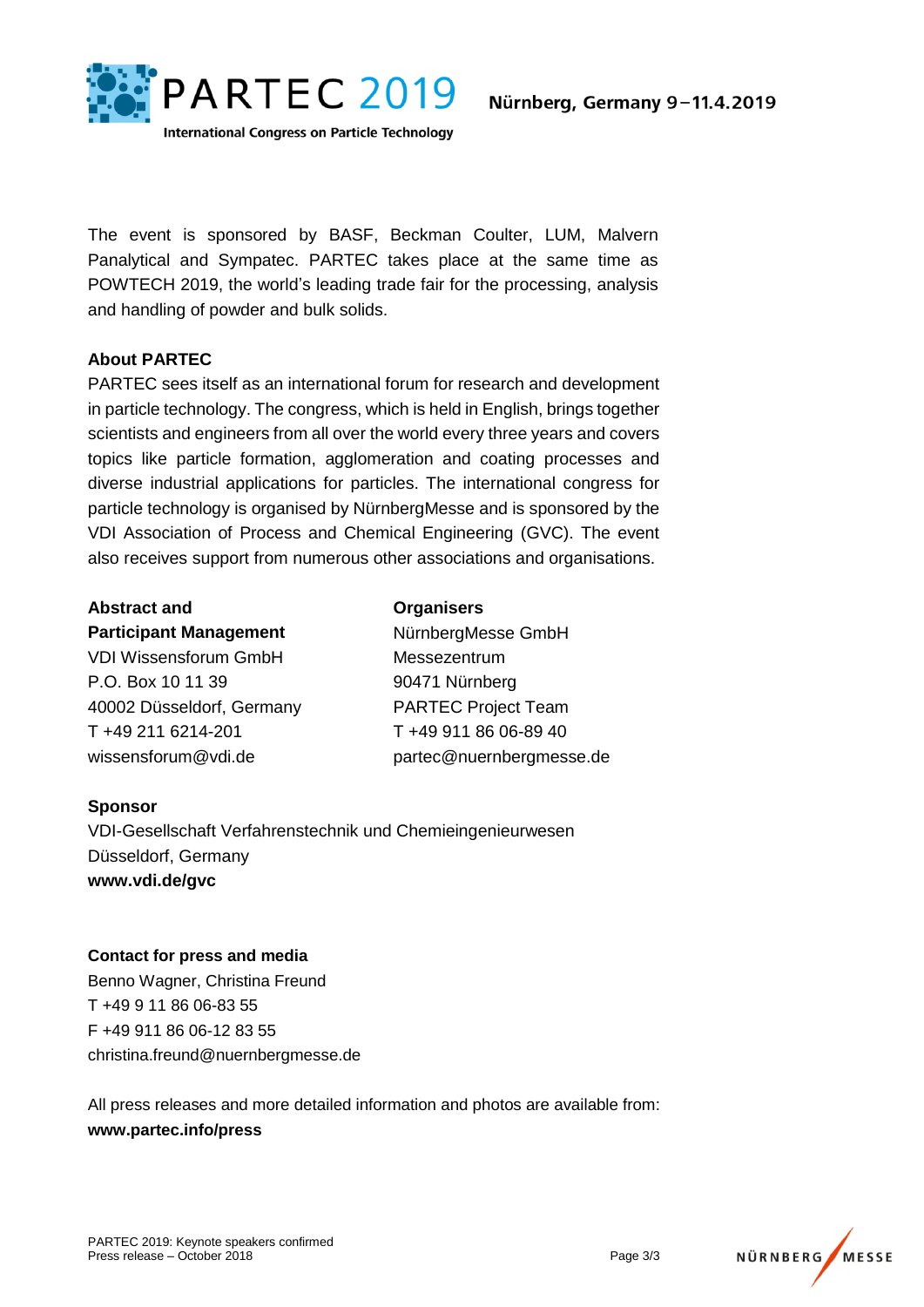The event is sponsored by BASF, Beckman Coulter, LUM, Malvern Panalytical and Sympatec. PARTEC takes place at the same time as POWTECH 2019, the world's leading trade fair for the processing, analysis and handling of powder and bulk solids.

**About PARTEC**

PARTEC sees itself as an international forum for research and development in particle technology. The congress, which is held in English, brings together scientists and engineers from all over the world every three years and covers topics like particle formation, agglomeration and coating processes and diverse industrial applications for particles. The international congress for particle technology is organised by NürnbergMesse and is sponsored by the VDI Association of Process and Chemical Engineering (GVC). The event also receives support from numerous other associations and organisations.

**Abstract and Participant Management**
VDI Wissensforum GmbH
P.O. Box 10 11 39
40002 Düsseldorf, Germany
T +49 211 6214-201
wissensforum@vdi.de

**Organisers**
NürnbergMesse GmbH
Messezentrum
90471 Nürnberg
PARTEC Project Team
T +49 911 86 06-89 40
partec@nuernbergmesse.de

**Sponsor**
VDI-Gesellschaft Verfahrenstechnik und Chemieingenieurwesen
Düsseldorf, Germany
**www.vdi.de/gvc**

**Contact for press and media**
Benno Wagner, Christina Freund
T +49 9 11 86 06-83 55
F +49 911 86 06-12 83 55
christina.freund@nuernbergmesse.de

All press releases and more detailed information and photos are available from:
**www.partec.info/press**